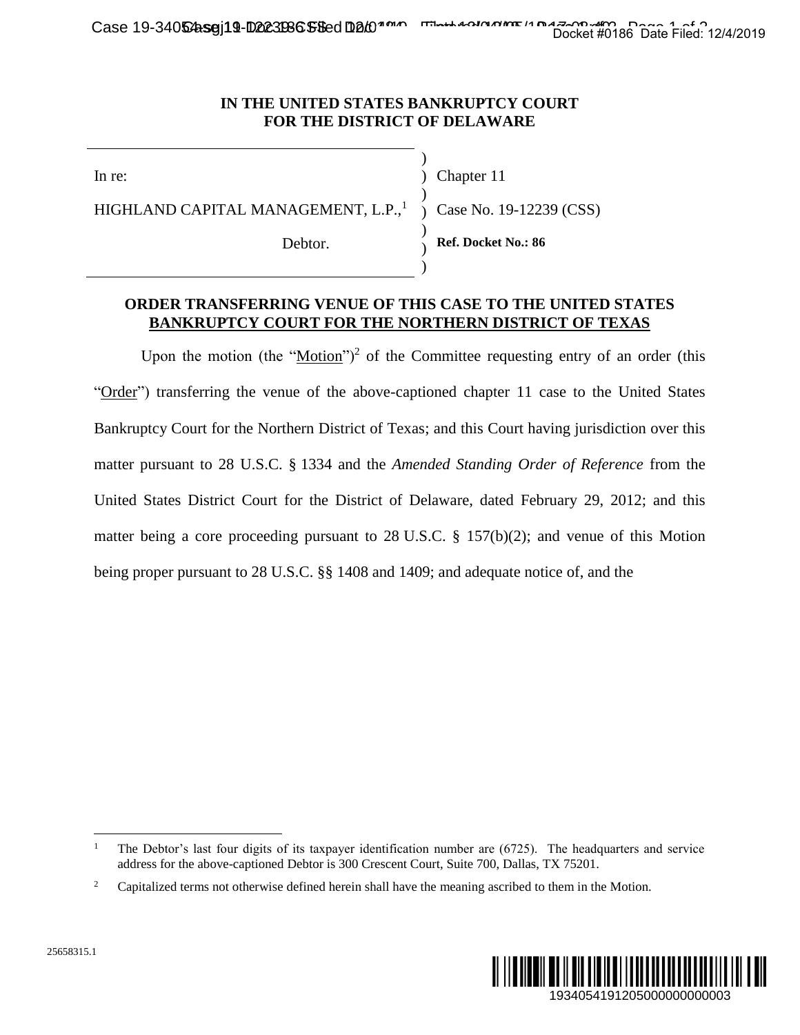# IN THE UNITED STATES BANKRUPTCY COURT FOR THE DISTRICT OF DELAWARE

| | |
|---|---|
| In re: | Chapter 11 |
| HIGHLAND CAPITAL MANAGEMENT, L.P.,[1] | Case No. 19-12239 (CSS) |
| Debtor. | **Ref. Docket No.: 86** |

## ORDER TRANSFERRING VENUE OF THIS CASE TO THE UNITED STATES BANKRUPTCY COURT FOR THE NORTHERN DISTRICT OF TEXAS

Upon the motion (the "Motion")[2] of the Committee requesting entry of an order (this "Order") transferring the venue of the above-captioned chapter 11 case to the United States Bankruptcy Court for the Northern District of Texas; and this Court having jurisdiction over this matter pursuant to 28 U.S.C. § 1334 and the *Amended Standing Order of Reference* from the United States District Court for the District of Delaware, dated February 29, 2012; and this matter being a core proceeding pursuant to 28 U.S.C. § 157(b)(2); and venue of this Motion being proper pursuant to 28 U.S.C. §§ 1408 and 1409; and adequate notice of, and the

---

[1] The Debtor's last four digits of its taxpayer identification number are (6725). The headquarters and service address for the above-captioned Debtor is 300 Crescent Court, Suite 700, Dallas, TX 75201.

[2] Capitalized terms not otherwise defined herein shall have the meaning ascribed to them in the Motion.

25658315.1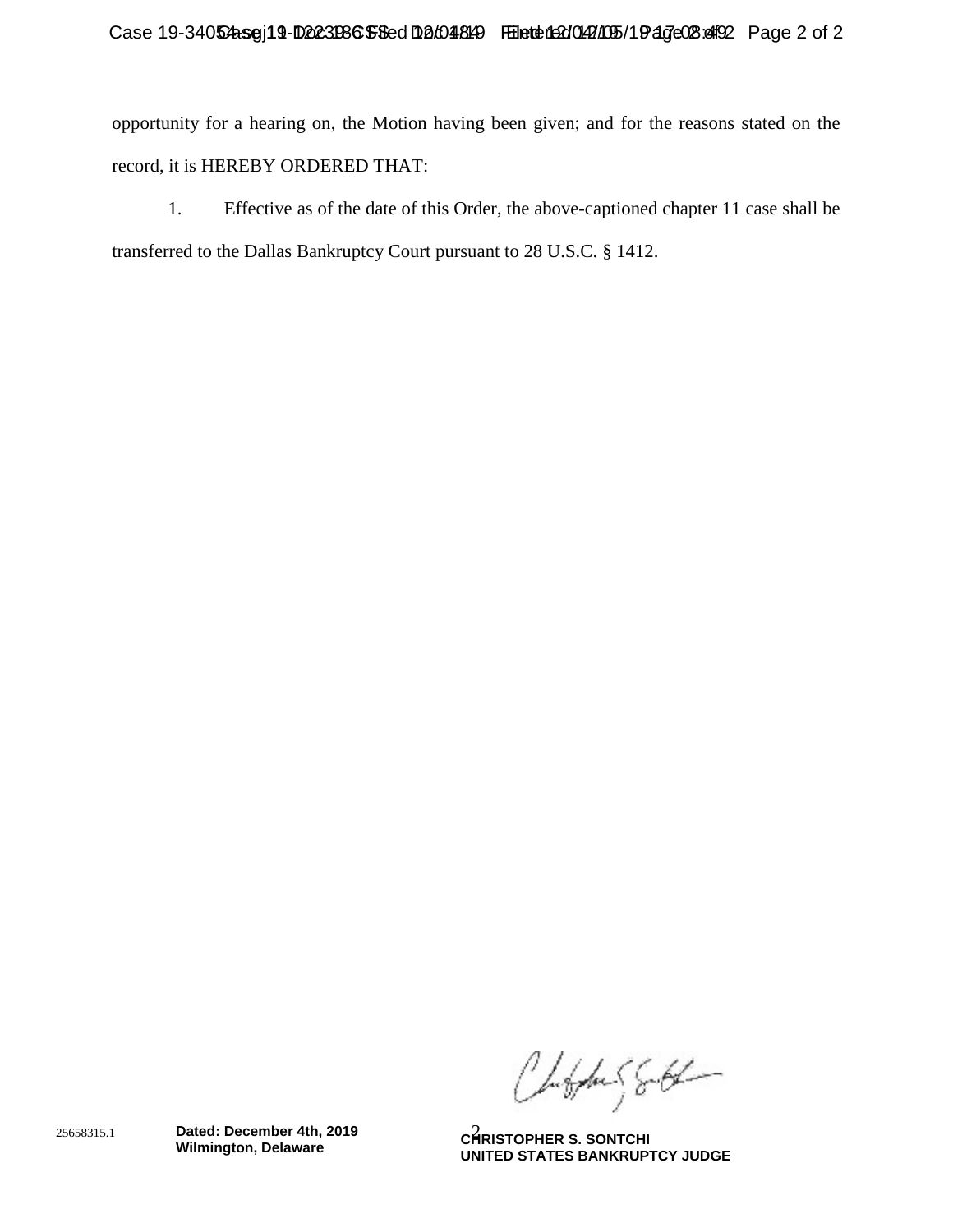opportunity for a hearing on, the Motion having been given; and for the reasons stated on the record, it is HEREBY ORDERED THAT:

1. Effective as of the date of this Order, the above-captioned chapter 11 case shall be transferred to the Dallas Bankruptcy Court pursuant to 28 U.S.C. § 1412.

25658315.1

**Dated: December 4th, 2019**
**Wilmington, Delaware**

**CHRISTOPHER S. SONTCHI**
**UNITED STATES BANKRUPTCY JUDGE**